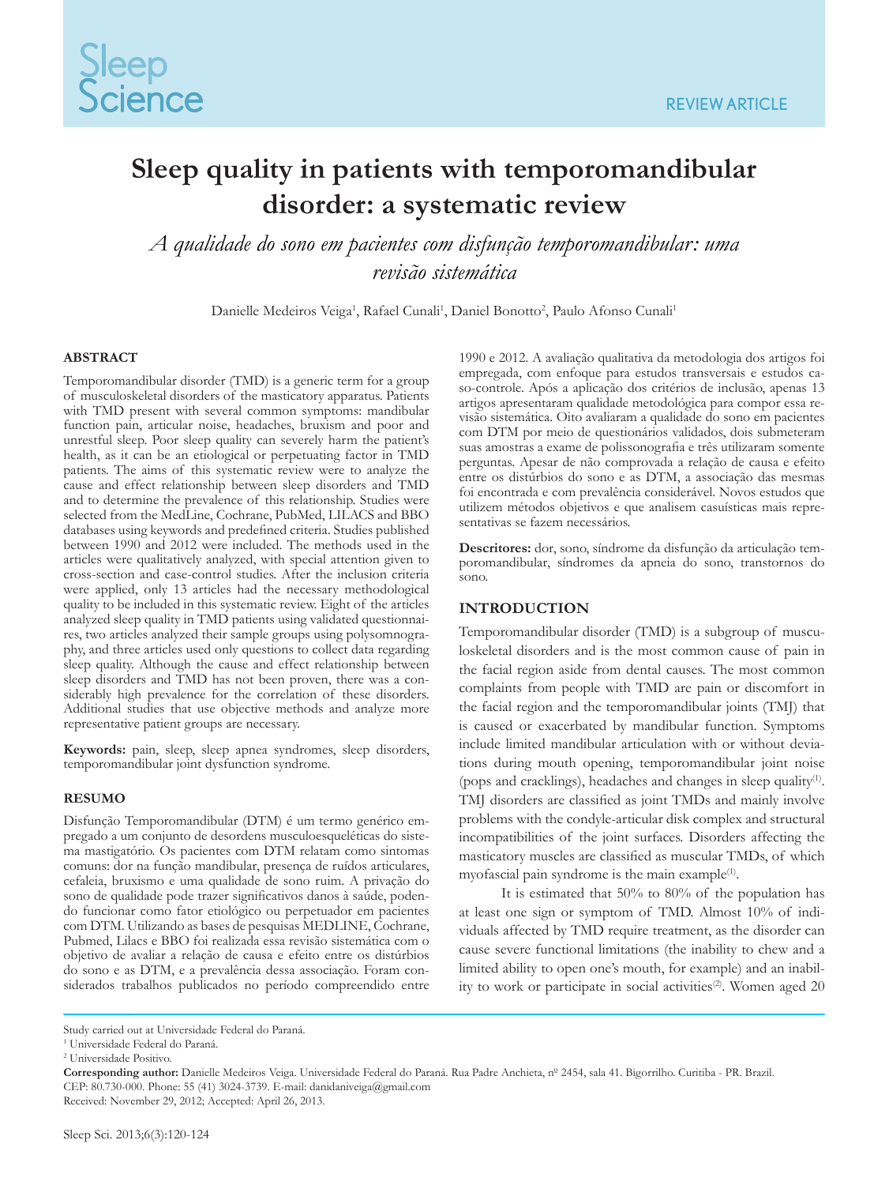REVIEW ARTICLE

# Sleep quality in patients with temporomandibular disorder: a systematic review

*A qualidade do sono em pacientes com disfunção temporomandibular: uma revisão sistemática*

Danielle Medeiros Veiga[1], Rafael Cunali[1], Daniel Bonotto[2], Paulo Afonso Cunali[1]

## ABSTRACT

Temporomandibular disorder (TMD) is a generic term for a group of musculoskeletal disorders of the masticatory apparatus. Patients with TMD present with several common symptoms: mandibular function pain, articular noise, headaches, bruxism and poor and unrestful sleep. Poor sleep quality can severely harm the patient's health, as it can be an etiological or perpetuating factor in TMD patients. The aims of this systematic review were to analyze the cause and effect relationship between sleep disorders and TMD and to determine the prevalence of this relationship. Studies were selected from the MedLine, Cochrane, PubMed, LILACS and BBO databases using keywords and predefined criteria. Studies published between 1990 and 2012 were included. The methods used in the articles were qualitatively analyzed, with special attention given to cross-section and case-control studies. After the inclusion criteria were applied, only 13 articles had the necessary methodological quality to be included in this systematic review. Eight of the articles analyzed sleep quality in TMD patients using validated questionnaires, two articles analyzed their sample groups using polysomnography, and three articles used only questions to collect data regarding sleep quality. Although the cause and effect relationship between sleep disorders and TMD has not been proven, there was a considerably high prevalence for the correlation of these disorders. Additional studies that use objective methods and analyze more representative patient groups are necessary.

**Keywords:** pain, sleep, sleep apnea syndromes, sleep disorders, temporomandibular joint dysfunction syndrome.

## RESUMO

Disfunção Temporomandibular (DTM) é um termo genérico empregado a um conjunto de desordens musculoesqueléticas do sistema mastigatório. Os pacientes com DTM relatam como sintomas comuns: dor na função mandibular, presença de ruídos articulares, cefaleia, bruxismo e uma qualidade de sono ruim. A privação do sono de qualidade pode trazer significativos danos à saúde, podendo funcionar como fator etiológico ou perpetuador em pacientes com DTM. Utilizando as bases de pesquisas MEDLINE, Cochrane, Pubmed, Lilacs e BBO foi realizada essa revisão sistemática com o objetivo de avaliar a relação de causa e efeito entre os distúrbios do sono e as DTM, e a prevalência dessa associação. Foram considerados trabalhos publicados no período compreendido entre 1990 e 2012. A avaliação qualitativa da metodologia dos artigos foi empregada, com enfoque para estudos transversais e estudos caso-controle. Após a aplicação dos critérios de inclusão, apenas 13 artigos apresentaram qualidade metodológica para compor essa revisão sistemática. Oito avaliaram a qualidade do sono em pacientes com DTM por meio de questionários validados, dois submeteram suas amostras a exame de polissonografia e três utilizaram somente perguntas. Apesar de não comprovada a relação de causa e efeito entre os distúrbios do sono e as DTM, a associação das mesmas foi encontrada e com prevalência considerável. Novos estudos que utilizem métodos objetivos e que analisem casuísticas mais representativas se fazem necessários.

**Descritores:** dor, sono, síndrome da disfunção da articulação temporomandibular, síndromes da apneia do sono, transtornos do sono.

## INTRODUCTION

Temporomandibular disorder (TMD) is a subgroup of musculoskeletal disorders and is the most common cause of pain in the facial region aside from dental causes. The most common complaints from people with TMD are pain or discomfort in the facial region and the temporomandibular joints (TMJ) that is caused or exacerbated by mandibular function. Symptoms include limited mandibular articulation with or without deviations during mouth opening, temporomandibular joint noise (pops and cracklings), headaches and changes in sleep quality[1]. TMJ disorders are classified as joint TMDs and mainly involve problems with the condyle-articular disk complex and structural incompatibilities of the joint surfaces. Disorders affecting the masticatory muscles are classified as muscular TMDs, of which myofascial pain syndrome is the main example[1].

It is estimated that 50% to 80% of the population has at least one sign or symptom of TMD. Almost 10% of individuals affected by TMD require treatment, as the disorder can cause severe functional limitations (the inability to chew and a limited ability to open one's mouth, for example) and an inability to work or participate in social activities[2]. Women aged 20

Study carried out at Universidade Federal do Paraná.
[1] Universidade Federal do Paraná.
[2] Universidade Positivo.

**Corresponding author:** Danielle Medeiros Veiga. Universidade Federal do Paraná. Rua Padre Anchieta, nº 2454, sala 41. Bigorrilho. Curitiba - PR. Brazil. CEP: 80.730-000. Phone: 55 (41) 3024-3739. E-mail: danidaniveiga@gmail.com
Received: November 29, 2012; Accepted: April 26, 2013.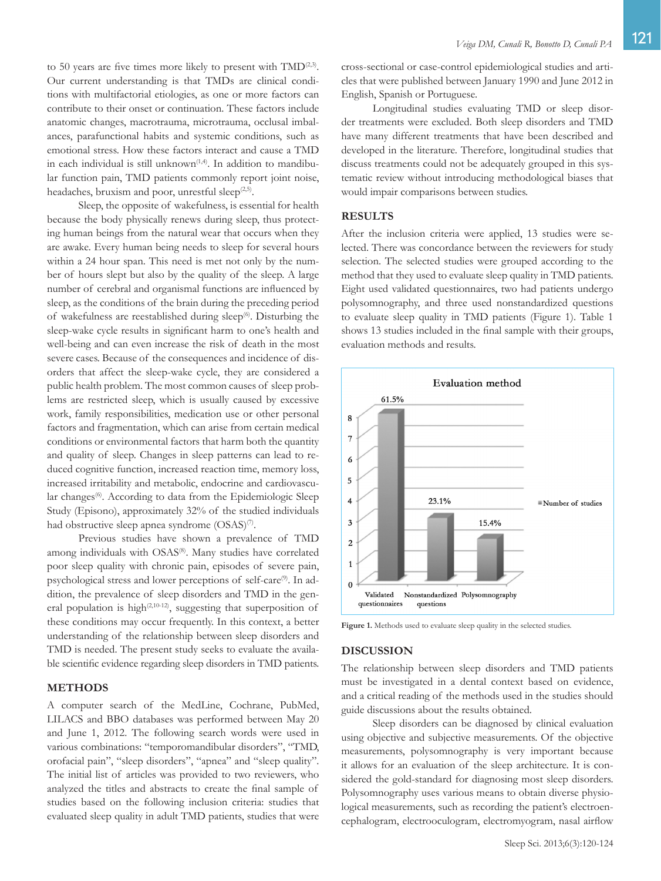to 50 years are five times more likely to present with TMD[2,3]. Our current understanding is that TMDs are clinical conditions with multifactorial etiologies, as one or more factors can contribute to their onset or continuation. These factors include anatomic changes, macrotrauma, microtrauma, occlusal imbalances, parafunctional habits and systemic conditions, such as emotional stress. How these factors interact and cause a TMD in each individual is still unknown[1,4]. In addition to mandibular function pain, TMD patients commonly report joint noise, headaches, bruxism and poor, unrestful sleep[2,5].

Sleep, the opposite of wakefulness, is essential for health because the body physically renews during sleep, thus protecting human beings from the natural wear that occurs when they are awake. Every human being needs to sleep for several hours within a 24 hour span. This need is met not only by the number of hours slept but also by the quality of the sleep. A large number of cerebral and organismal functions are influenced by sleep, as the conditions of the brain during the preceding period of wakefulness are reestablished during sleep[6]. Disturbing the sleep-wake cycle results in significant harm to one's health and well-being and can even increase the risk of death in the most severe cases. Because of the consequences and incidence of disorders that affect the sleep-wake cycle, they are considered a public health problem. The most common causes of sleep problems are restricted sleep, which is usually caused by excessive work, family responsibilities, medication use or other personal factors and fragmentation, which can arise from certain medical conditions or environmental factors that harm both the quantity and quality of sleep. Changes in sleep patterns can lead to reduced cognitive function, increased reaction time, memory loss, increased irritability and metabolic, endocrine and cardiovascular changes[6]. According to data from the Epidemiologic Sleep Study (Episono), approximately 32% of the studied individuals had obstructive sleep apnea syndrome (OSAS)[7].

Previous studies have shown a prevalence of TMD among individuals with OSAS[8]. Many studies have correlated poor sleep quality with chronic pain, episodes of severe pain, psychological stress and lower perceptions of self-care[9]. In addition, the prevalence of sleep disorders and TMD in the general population is high[2,10-12], suggesting that superposition of these conditions may occur frequently. In this context, a better understanding of the relationship between sleep disorders and TMD is needed. The present study seeks to evaluate the available scientific evidence regarding sleep disorders in TMD patients.

## METHODS

A computer search of the MedLine, Cochrane, PubMed, LILACS and BBO databases was performed between May 20 and June 1, 2012. The following search words were used in various combinations: "temporomandibular disorders", "TMD, orofacial pain", "sleep disorders", "apnea" and "sleep quality". The initial list of articles was provided to two reviewers, who analyzed the titles and abstracts to create the final sample of studies based on the following inclusion criteria: studies that evaluated sleep quality in adult TMD patients, studies that were cross-sectional or case-control epidemiological studies and articles that were published between January 1990 and June 2012 in English, Spanish or Portuguese.

Longitudinal studies evaluating TMD or sleep disorder treatments were excluded. Both sleep disorders and TMD have many different treatments that have been described and developed in the literature. Therefore, longitudinal studies that discuss treatments could not be adequately grouped in this systematic review without introducing methodological biases that would impair comparisons between studies.

## RESULTS

After the inclusion criteria were applied, 13 studies were selected. There was concordance between the reviewers for study selection. The selected studies were grouped according to the method that they used to evaluate sleep quality in TMD patients. Eight used validated questionnaires, two had patients undergo polysomnography, and three used nonstandardized questions to evaluate sleep quality in TMD patients (Figure 1). Table 1 shows 13 studies included in the final sample with their groups, evaluation methods and results.

**Figure 1.** Methods used to evaluate sleep quality in the selected studies.

## DISCUSSION

The relationship between sleep disorders and TMD patients must be investigated in a dental context based on evidence, and a critical reading of the methods used in the studies should guide discussions about the results obtained.

Sleep disorders can be diagnosed by clinical evaluation using objective and subjective measurements. Of the objective measurements, polysomnography is very important because it allows for an evaluation of the sleep architecture. It is considered the gold-standard for diagnosing most sleep disorders. Polysomnography uses various means to obtain diverse physiological measurements, such as recording the patient's electroencephalogram, electrooculogram, electromyogram, nasal airflow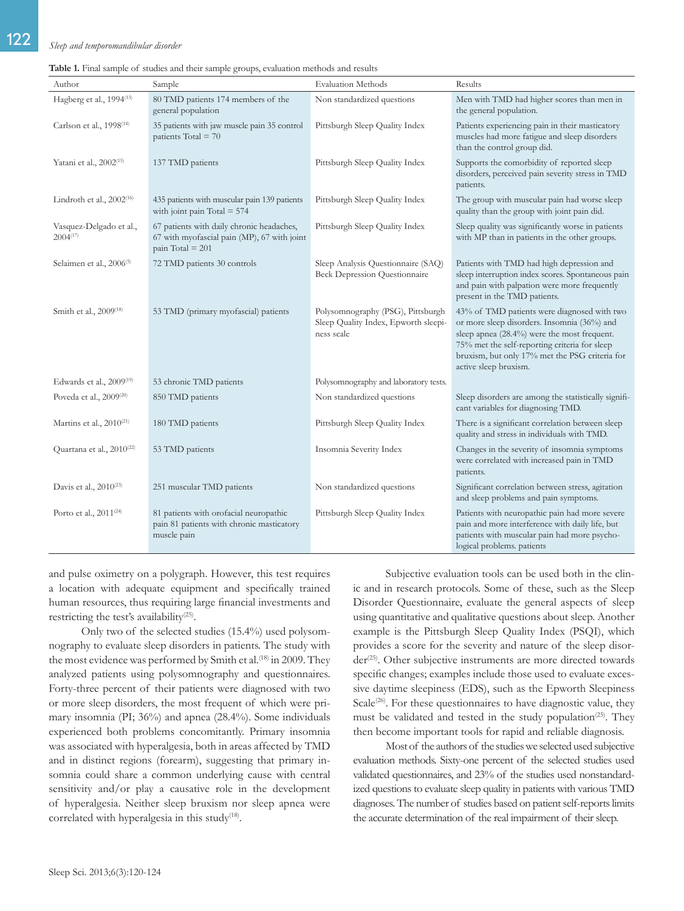**Table 1.** Final sample of studies and their sample groups, evaluation methods and results

| Author | Sample | Evaluation Methods | Results |
|---|---|---|---|
| Hagberg et al., 1994[13] | 80 TMD patients 174 members of the general population | Non standardized questions | Men with TMD had higher scores than men in the general population. |
| Carlson et al., 1998[14] | 35 patients with jaw muscle pain 35 control patients Total = 70 | Pittsburgh Sleep Quality Index | Patients experiencing pain in their masticatory muscles had more fatigue and sleep disorders than the control group did. |
| Yatani et al., 2002[15] | 137 TMD patients | Pittsburgh Sleep Quality Index | Supports the comorbidity of reported sleep disorders, perceived pain severity stress in TMD patients. |
| Lindroth et al., 2002[16] | 435 patients with muscular pain 139 patients with joint pain Total = 574 | Pittsburgh Sleep Quality Index | The group with muscular pain had worse sleep quality than the group with joint pain did. |
| Vasquez-Delgado et al., 2004[17] | 67 patients with daily chronic headaches, 67 with myofascial pain (MP), 67 with joint pain Total = 201 | Pittsburgh Sleep Quality Index | Sleep quality was significantly worse in patients with MP than in patients in the other groups. |
| Selaimen et al., 2006[5] | 72 TMD patients 30 controls | Sleep Analysis Questionnaire (SAQ) Beck Depression Questionnaire | Patients with TMD had high depression and sleep interruption index scores. Spontaneous pain and pain with palpation were more frequently present in the TMD patients. |
| Smith et al., 2009[18] | 53 TMD (primary myofascial) patients | Polysomnography (PSG), Pittsburgh Sleep Quality Index, Epworth sleepiness scale | 43% of TMD patients were diagnosed with two or more sleep disorders. Insomnia (36%) and sleep apnea (28.4%) were the most frequent. 75% met the self-reporting criteria for sleep bruxism, but only 17% met the PSG criteria for active sleep bruxism. |
| Edwards et al., 2009[19] | 53 chronic TMD patients | Polysomnography and laboratory tests. | |
| Poveda et al., 2009[20] | 850 TMD patients | Non standardized questions | Sleep disorders are among the statistically significant variables for diagnosing TMD. |
| Martins et al., 2010[21] | 180 TMD patients | Pittsburgh Sleep Quality Index | There is a significant correlation between sleep quality and stress in individuals with TMD. |
| Quartana et al., 2010[22] | 53 TMD patients | Insomnia Severity Index | Changes in the severity of insomnia symptoms were correlated with increased pain in TMD patients. |
| Davis et al., 2010[23] | 251 muscular TMD patients | Non standardized questions | Significant correlation between stress, agitation and sleep problems and pain symptoms. |
| Porto et al., 2011[24] | 81 patients with orofacial neuropathic pain 81 patients with chronic masticatory muscle pain | Pittsburgh Sleep Quality Index | Patients with neuropathic pain had more severe pain and more interference with daily life, but patients with muscular pain had more psychological problems. patients |

and pulse oximetry on a polygraph. However, this test requires a location with adequate equipment and specifically trained human resources, thus requiring large financial investments and restricting the test's availability[25].

Only two of the selected studies (15.4%) used polysomnography to evaluate sleep disorders in patients. The study with the most evidence was performed by Smith et al.[18] in 2009. They analyzed patients using polysomnography and questionnaires. Forty-three percent of their patients were diagnosed with two or more sleep disorders, the most frequent of which were primary insomnia (PI; 36%) and apnea (28.4%). Some individuals experienced both problems concomitantly. Primary insomnia was associated with hyperalgesia, both in areas affected by TMD and in distinct regions (forearm), suggesting that primary insomnia could share a common underlying cause with central sensitivity and/or play a causative role in the development of hyperalgesia. Neither sleep bruxism nor sleep apnea were correlated with hyperalgesia in this study[18].

Subjective evaluation tools can be used both in the clinic and in research protocols. Some of these, such as the Sleep Disorder Questionnaire, evaluate the general aspects of sleep using quantitative and qualitative questions about sleep. Another example is the Pittsburgh Sleep Quality Index (PSQI), which provides a score for the severity and nature of the sleep disorder[25]. Other subjective instruments are more directed towards specific changes; examples include those used to evaluate excessive daytime sleepiness (EDS), such as the Epworth Sleepiness Scale[26]. For these questionnaires to have diagnostic value, they must be validated and tested in the study population[25]. They then become important tools for rapid and reliable diagnosis.

Most of the authors of the studies we selected used subjective evaluation methods. Sixty-one percent of the selected studies used validated questionnaires, and 23% of the studies used nonstandardized questions to evaluate sleep quality in patients with various TMD diagnoses. The number of studies based on patient self-reports limits the accurate determination of the real impairment of their sleep.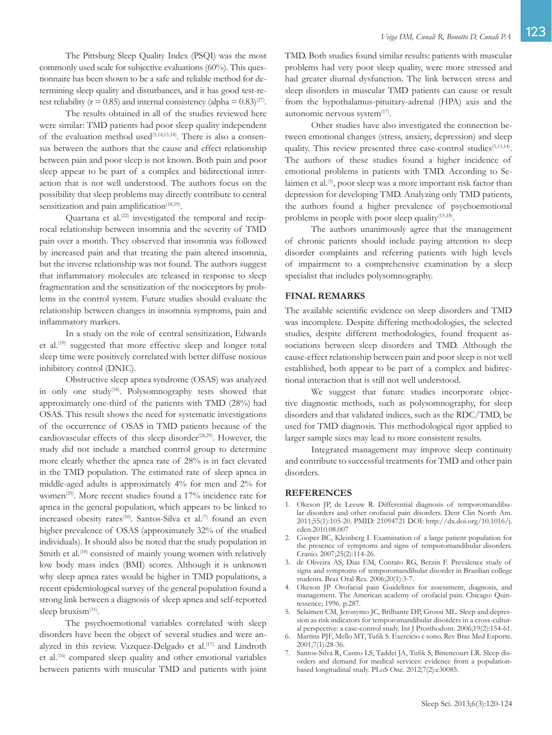The Pittsburg Sleep Quality Index (PSQI) was the most commonly used scale for subjective evaluations (60%). This questionnaire has been shown to be a safe and reliable method for determining sleep quality and disturbances, and it has good test-retest reliability (r = 0.85) and internal consistency (alpha = 0.83)[27].

The results obtained in all of the studies reviewed here were similar: TMD patients had poor sleep quality independent of the evaluation method used[5,14,15,18]. There is also a consensus between the authors that the cause and effect relationship between pain and poor sleep is not known. Both pain and poor sleep appear to be part of a complex and bidirectional interaction that is not well understood. The authors focus on the possibility that sleep problems may directly contribute to central sensitization and pain amplification[18,19].

Quartana et al.[22] investigated the temporal and reciprocal relationship between insomnia and the severity of TMD pain over a month. They observed that insomnia was followed by increased pain and that treating the pain altered insomnia, but the inverse relationship was not found. The authors suggest that inflammatory molecules are released in response to sleep fragmentation and the sensitization of the nociceptors by problems in the control system. Future studies should evaluate the relationship between changes in insomnia symptoms, pain and inflammatory markers.

In a study on the role of central sensitization, Edwards et al.[19] suggested that more effective sleep and longer total sleep time were positively correlated with better diffuse noxious inhibitory control (DNIC).

Obstructive sleep apnea syndrome (OSAS) was analyzed in only one study[18]. Polysomnography tests showed that approximately one-third of the patients with TMD (28%) had OSAS. This result shows the need for systematic investigations of the occurrence of OSAS in TMD patients because of the cardiovascular effects of this sleep disorder[28,29]. However, the study did not include a matched control group to determine more clearly whether the apnea rate of 28% is in fact elevated in the TMD population. The estimated rate of sleep apnea in middle-aged adults is approximately 4% for men and 2% for women[29]. More recent studies found a 17% incidence rate for apnea in the general population, which appears to be linked to increased obesity rates[30]. Santos-Silva et al.[7] found an even higher prevalence of OSAS (approximately 32% of the studied individuals). It should also be noted that the study population in Smith et al.[18] consisted of mainly young women with relatively low body mass index (BMI) scores. Although it is unknown why sleep apnea rates would be higher in TMD populations, a recent epidemiological survey of the general population found a strong link between a diagnosis of sleep apnea and self-reported sleep bruxism[31].

The psychoemotional variables correlated with sleep disorders have been the object of several studies and were analyzed in this review. Vazquez-Delgado et al.[17] and Lindroth et al.[16] compared sleep quality and other emotional variables between patients with muscular TMD and patients with joint TMD. Both studies found similar results: patients with muscular problems had very poor sleep quality, were more stressed and had greater diurnal dysfunction. The link between stress and sleep disorders in muscular TMD patients can cause or result from the hypothalamus-pituitary-adrenal (HPA) axis and the autonomic nervous system[17].

Other studies have also investigated the connection between emotional changes (stress, anxiety, depression) and sleep quality. This review presented three case-control studies[5,13,14]. The authors of these studies found a higher incidence of emotional problems in patients with TMD. According to Selaimen et al.[5], poor sleep was a more important risk factor than depression for developing TMD. Analyzing only TMD patients, the authors found a higher prevalence of psychoemotional problems in people with poor sleep quality[15,18].

The authors unanimously agree that the management of chronic patients should include paying attention to sleep disorder complaints and referring patients with high levels of impairment to a comprehensive examination by a sleep specialist that includes polysomnography.

## FINAL REMARKS

The available scientific evidence on sleep disorders and TMD was incomplete. Despite differing methodologies, the selected studies, despite different methodologies, found frequent associations between sleep disorders and TMD. Although the cause-effect relationship between pain and poor sleep is not well established, both appear to be part of a complex and bidirectional interaction that is still not well understood.

We suggest that future studies incorporate objective diagnostic methods, such as polysomnography, for sleep disorders and that validated indices, such as the RDC/TMD, be used for TMD diagnosis. This methodological rigor applied to larger sample sizes may lead to more consistent results.

Integrated management may improve sleep continuity and contribute to successful treatments for TMD and other pain disorders.

## REFERENCES

1. Okeson JP, de Leeuw R. Differential diagnosis of temporomandibular disorders and other orofacial pain disorders. Dent Clin North Am. 2011;55(1):105-20. PMID: 21094721 DOI: http://dx.doi.org/10.1016/j.cden.2010.08.007
2. Cooper BC, Kleinberg I. Examination of a large patient population for the presence of symptoms and signs of temporomandibular disorders. Cranio. 2007;25(2):114-26.
3. de Oliveira AS, Dias EM, Contato RG, Berzin F. Prevalence study of signs and symptoms of temporomandibular disorder in Brazilian college students. Braz Oral Res. 2006;20(1):3-7.
4. Okeson JP. Orofacial pain Guidelines for assessment, diagnosis, and management. The American academy of orofacial pain. Chicago: Quintessence; 1996. p.287.
5. Selaimen CM, Jeronymo JC, Brilhante DP, Grossi ML. Sleep and depression as risk indicators for temporomandibular disorders in a cross-cultural perspective: a case-control study. Int J Prosthodont. 2006;19(2):154-61.
6. Martins PJF, Mello MT, Tufik S. Exercício e sono. Rev Bras Med Esporte. 2001;7(1):28-36.
7. Santos-Silva R, Castro LS, Taddei JA, Tufik S, Bittencourt LR. Sleep disorders and demand for medical services: evidence from a population-based longitudinal study. PLoS One. 2012;7(2):e30085.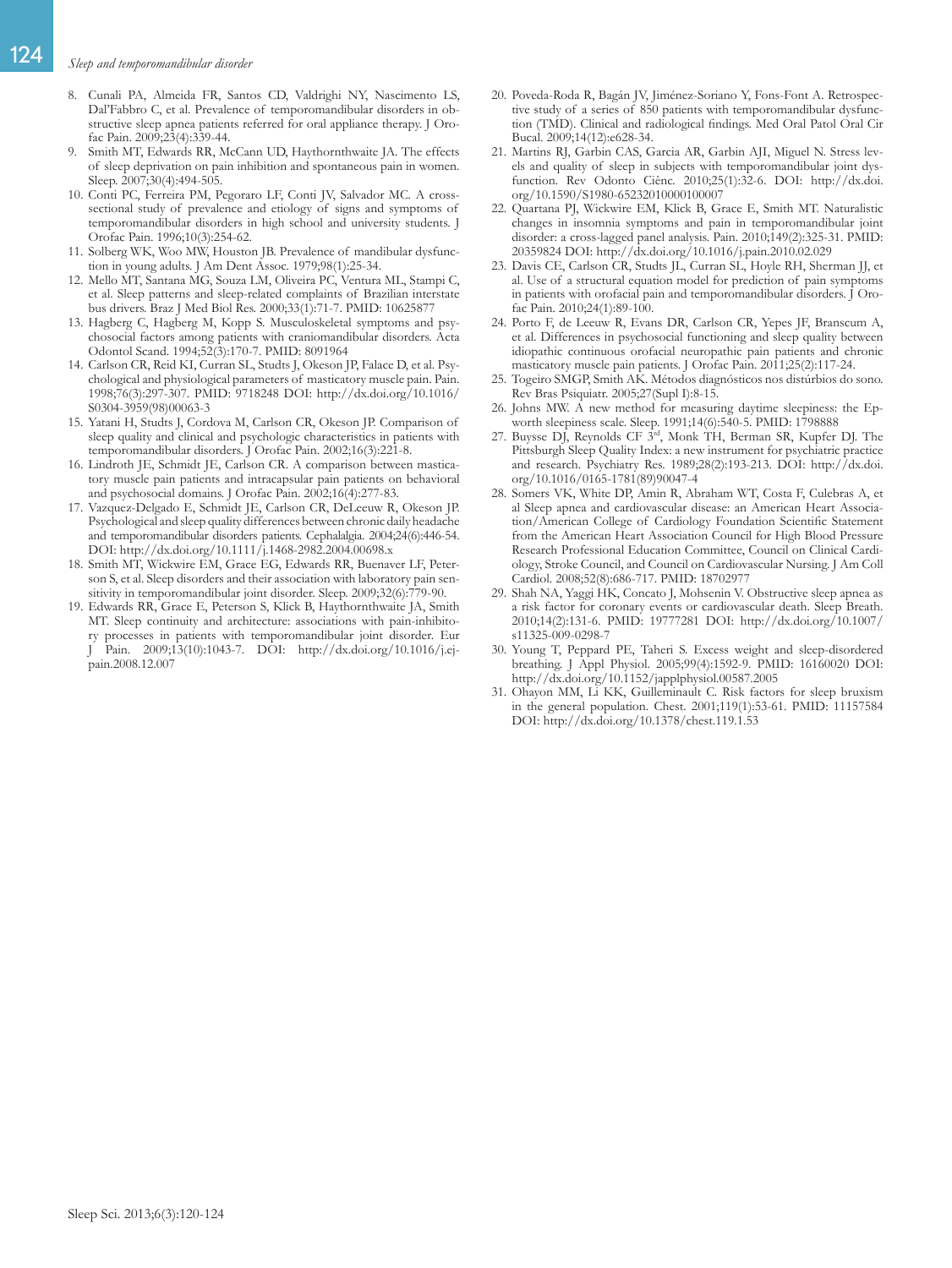8. Cunali PA, Almeida FR, Santos CD, Valdrighi NY, Nascimento LS, Dal'Fabbro C, et al. Prevalence of temporomandibular disorders in obstructive sleep apnea patients referred for oral appliance therapy. J Orofac Pain. 2009;23(4):339-44.
9. Smith MT, Edwards RR, McCann UD, Haythornthwaite JA. The effects of sleep deprivation on pain inhibition and spontaneous pain in women. Sleep. 2007;30(4):494-505.
10. Conti PC, Ferreira PM, Pegoraro LF, Conti JV, Salvador MC. A cross-sectional study of prevalence and etiology of signs and symptoms of temporomandibular disorders in high school and university students. J Orofac Pain. 1996;10(3):254-62.
11. Solberg WK, Woo MW, Houston JB. Prevalence of mandibular dysfunction in young adults. J Am Dent Assoc. 1979;98(1):25-34.
12. Mello MT, Santana MG, Souza LM, Oliveira PC, Ventura ML, Stampi C, et al. Sleep patterns and sleep-related complaints of Brazilian interstate bus drivers. Braz J Med Biol Res. 2000;33(1):71-7. PMID: 10625877
13. Hagberg C, Hagberg M, Kopp S. Musculoskeletal symptoms and psychosocial factors among patients with craniomandibular disorders. Acta Odontol Scand. 1994;52(3):170-7. PMID: 8091964
14. Carlson CR, Reid KI, Curran SL, Studts J, Okeson JP, Falace D, et al. Psychological and physiological parameters of masticatory muscle pain. Pain. 1998;76(3):297-307. PMID: 9718248 DOI: http://dx.doi.org/10.1016/S0304-3959(98)00063-3
15. Yatani H, Studts J, Cordova M, Carlson CR, Okeson JP. Comparison of sleep quality and clinical and psychologic characteristics in patients with temporomandibular disorders. J Orofac Pain. 2002;16(3):221-8.
16. Lindroth JE, Schmidt JE, Carlson CR. A comparison between masticatory muscle pain patients and intracapsular pain patients on behavioral and psychosocial domains. J Orofac Pain. 2002;16(4):277-83.
17. Vazquez-Delgado E, Schmidt JE, Carlson CR, DeLeeuw R, Okeson JP. Psychological and sleep quality differences between chronic daily headache and temporomandibular disorders patients. Cephalalgia. 2004;24(6):446-54. DOI: http://dx.doi.org/10.1111/j.1468-2982.2004.00698.x
18. Smith MT, Wickwire EM, Grace EG, Edwards RR, Buenaver LF, Peterson S, et al. Sleep disorders and their association with laboratory pain sensitivity in temporomandibular joint disorder. Sleep. 2009;32(6):779-90.
19. Edwards RR, Grace E, Peterson S, Klick B, Haythornthwaite JA, Smith MT. Sleep continuity and architecture: associations with pain-inhibitory processes in patients with temporomandibular joint disorder. Eur J Pain. 2009;13(10):1043-7. DOI: http://dx.doi.org/10.1016/j.ejpain.2008.12.007
20. Poveda-Roda R, Bagán JV, Jiménez-Soriano Y, Fons-Font A. Retrospective study of a series of 850 patients with temporomandibular dysfunction (TMD). Clinical and radiological findings. Med Oral Patol Oral Cir Bucal. 2009;14(12):e628-34.
21. Martins RJ, Garbin CAS, Garcia AR, Garbin AJI, Miguel N. Stress levels and quality of sleep in subjects with temporomandibular joint dysfunction. Rev Odonto Ciênc. 2010;25(1):32-6. DOI: http://dx.doi.org/10.1590/S1980-65232010000100007
22. Quartana PJ, Wickwire EM, Klick B, Grace E, Smith MT. Naturalistic changes in insomnia symptoms and pain in temporomandibular joint disorder: a cross-lagged panel analysis. Pain. 2010;149(2):325-31. PMID: 20359824 DOI: http://dx.doi.org/10.1016/j.pain.2010.02.029
23. Davis CE, Carlson CR, Studts JL, Curran SL, Hoyle RH, Sherman JJ, et al. Use of a structural equation model for prediction of pain symptoms in patients with orofacial pain and temporomandibular disorders. J Orofac Pain. 2010;24(1):89-100.
24. Porto F, de Leeuw R, Evans DR, Carlson CR, Yepes JF, Branscum A, et al. Differences in psychosocial functioning and sleep quality between idiopathic continuous orofacial neuropathic pain patients and chronic masticatory muscle pain patients. J Orofac Pain. 2011;25(2):117-24.
25. Togeiro SMGP, Smith AK. Métodos diagnósticos nos distúrbios do sono. Rev Bras Psiquiatr. 2005;27(Supl I):8-15.
26. Johns MW. A new method for measuring daytime sleepiness: the Epworth sleepiness scale. Sleep. 1991;14(6):540-5. PMID: 1798888
27. Buysse DJ, Reynolds CF 3rd, Monk TH, Berman SR, Kupfer DJ. The Pittsburgh Sleep Quality Index: a new instrument for psychiatric practice and research. Psychiatry Res. 1989;28(2):193-213. DOI: http://dx.doi.org/10.1016/0165-1781(89)90047-4
28. Somers VK, White DP, Amin R, Abraham WT, Costa F, Culebras A, et al Sleep apnea and cardiovascular disease: an American Heart Association/American College of Cardiology Foundation Scientific Statement from the American Heart Association Council for High Blood Pressure Research Professional Education Committee, Council on Clinical Cardiology, Stroke Council, and Council on Cardiovascular Nursing. J Am Coll Cardiol. 2008;52(8):686-717. PMID: 18702977
29. Shah NA, Yaggi HK, Concato J, Mohsenin V. Obstructive sleep apnea as a risk factor for coronary events or cardiovascular death. Sleep Breath. 2010;14(2):131-6. PMID: 19777281 DOI: http://dx.doi.org/10.1007/s11325-009-0298-7
30. Young T, Peppard PE, Taheri S. Excess weight and sleep-disordered breathing. J Appl Physiol. 2005;99(4):1592-9. PMID: 16160020 DOI: http://dx.doi.org/10.1152/japplphysiol.00587.2005
31. Ohayon MM, Li KK, Guilleminault C. Risk factors for sleep bruxism in the general population. Chest. 2001;119(1):53-61. PMID: 11157584 DOI: http://dx.doi.org/10.1378/chest.119.1.53